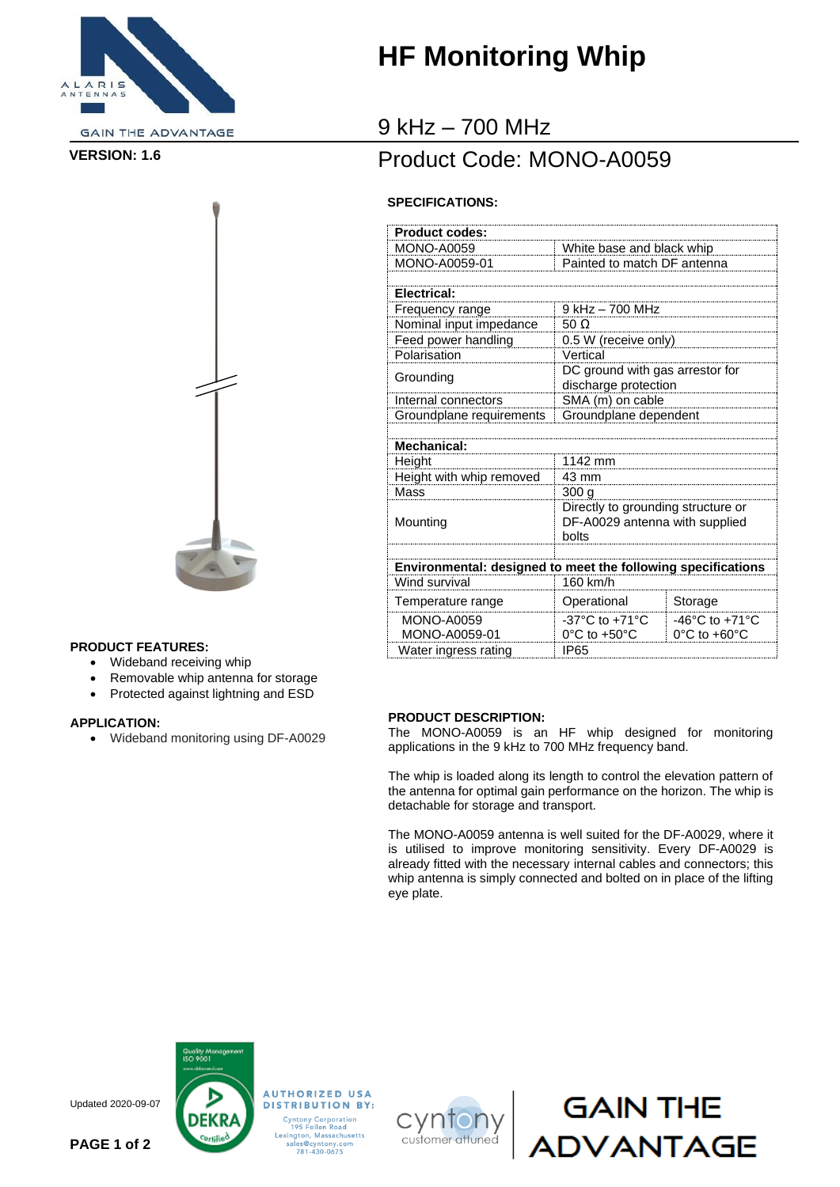GAIN THE ADVANTAGE

**VERSION: 1.6**

# HF Monitoring Whip

## 9 kHz – 700 MHz

## Product Code: MONO-A0059

**SPECIFICATIONS:**

| **Product codes:** | | |
|---|---|---|
| MONO-A0059 | White base and black whip | |
| MONO-A0059-01 | Painted to match DF antenna | |
| | | |
| **Electrical:** | | |
| Frequency range | 9 kHz – 700 MHz | |
| Nominal input impedance | 50 Ω | |
| Feed power handling | 0.5 W (receive only) | |
| Polarisation | Vertical | |
| Grounding | DC ground with gas arrestor for discharge protection | |
| Internal connectors | SMA (m) on cable | |
| Groundplane requirements | Groundplane dependent | |
| | | |
| **Mechanical:** | | |
| Height | 1142 mm | |
| Height with whip removed | 43 mm | |
| Mass | 300 g | |
| Mounting | Directly to grounding structure or DF-A0029 antenna with supplied bolts | |
| | | |
| **Environmental: designed to meet the following specifications** | | |
| Wind survival | 160 km/h | |
| Temperature range | Operational | Storage |
| MONO-A0059<br>MONO-A0059-01 | -37°C to +71°C<br>0°C to +50°C | -46°C to +71°C<br>0°C to +60°C |
| Water ingress rating | IP65 | |

**PRODUCT FEATURES:**

- Wideband receiving whip
- Removable whip antenna for storage
- Protected against lightning and ESD

**APPLICATION:**

- Wideband monitoring using DF-A0029

**PRODUCT DESCRIPTION:**

The MONO-A0059 is an HF whip designed for monitoring applications in the 9 kHz to 700 MHz frequency band.

The whip is loaded along its length to control the elevation pattern of the antenna for optimal gain performance on the horizon. The whip is detachable for storage and transport.

The MONO-A0059 antenna is well suited for the DF-A0029, where it is utilised to improve monitoring sensitivity. Every DF-A0029 is already fitted with the necessary internal cables and connectors; this whip antenna is simply connected and bolted on in place of the lifting eye plate.

Updated 2020-09-07

AUTHORIZED USA DISTRIBUTION BY:
Cyntony Corporation
195 Fallon Road
Lexington, Massachusetts
sales@cyntony.com
781-430-0675

GAIN THE ADVANTAGE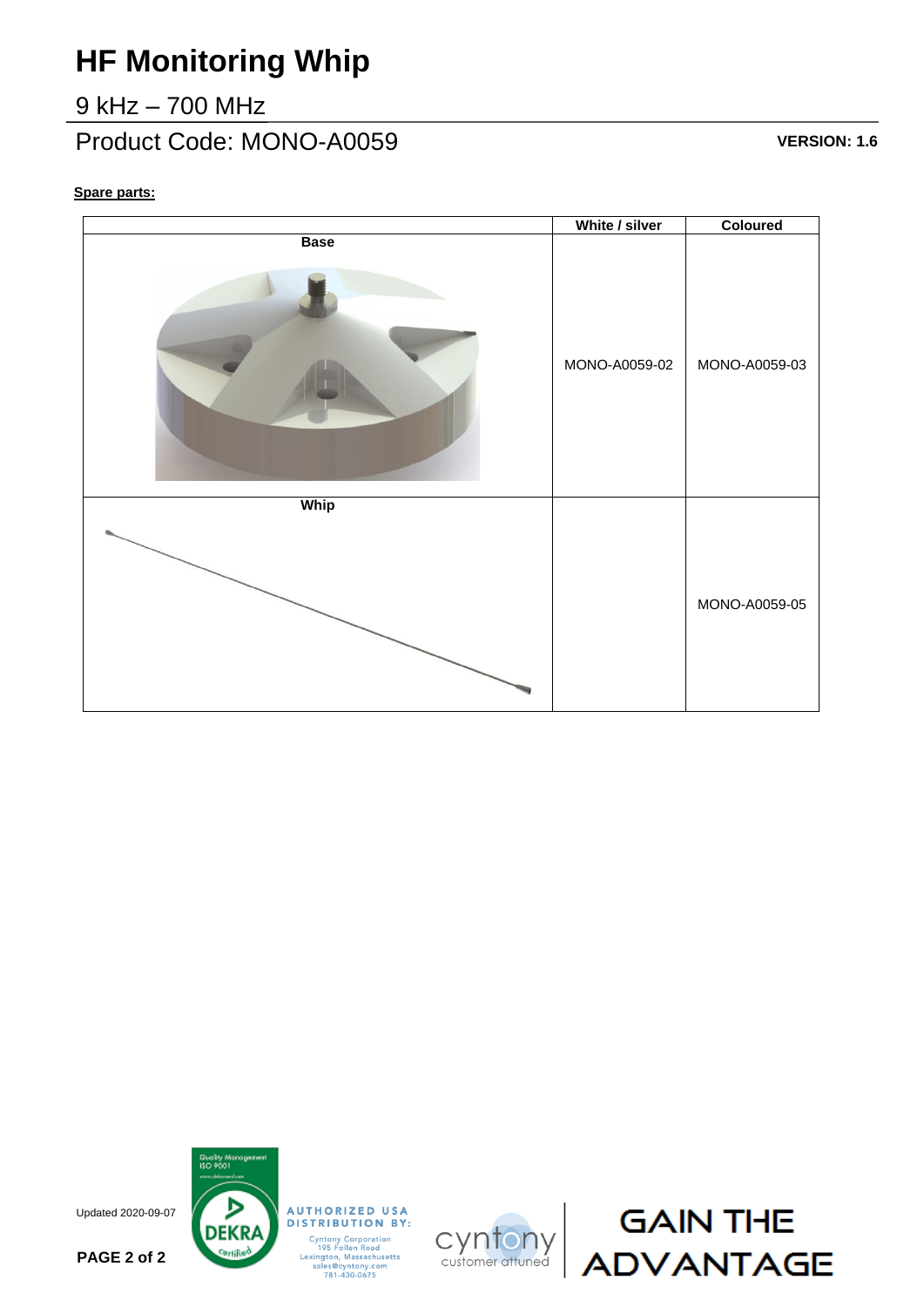# HF Monitoring Whip

## 9 kHz – 700 MHz

## Product Code: MONO-A0059

**VERSION: 1.6**

**Spare parts:**

| | White / silver | Coloured |
|---|---|---|
| **Base** | MONO-A0059-02 | MONO-A0059-03 |
| **Whip** | | MONO-A0059-05 |

Updated 2020-09-07

Quality Management ISO 9001
DEKRA certified

AUTHORIZED USA DISTRIBUTION BY:
Cyntony Corporation
195 Follen Road
Lexington, Massachusetts
sales@cyntony.com
781-430-0675

cyntony customer attuned

GAIN THE ADVANTAGE